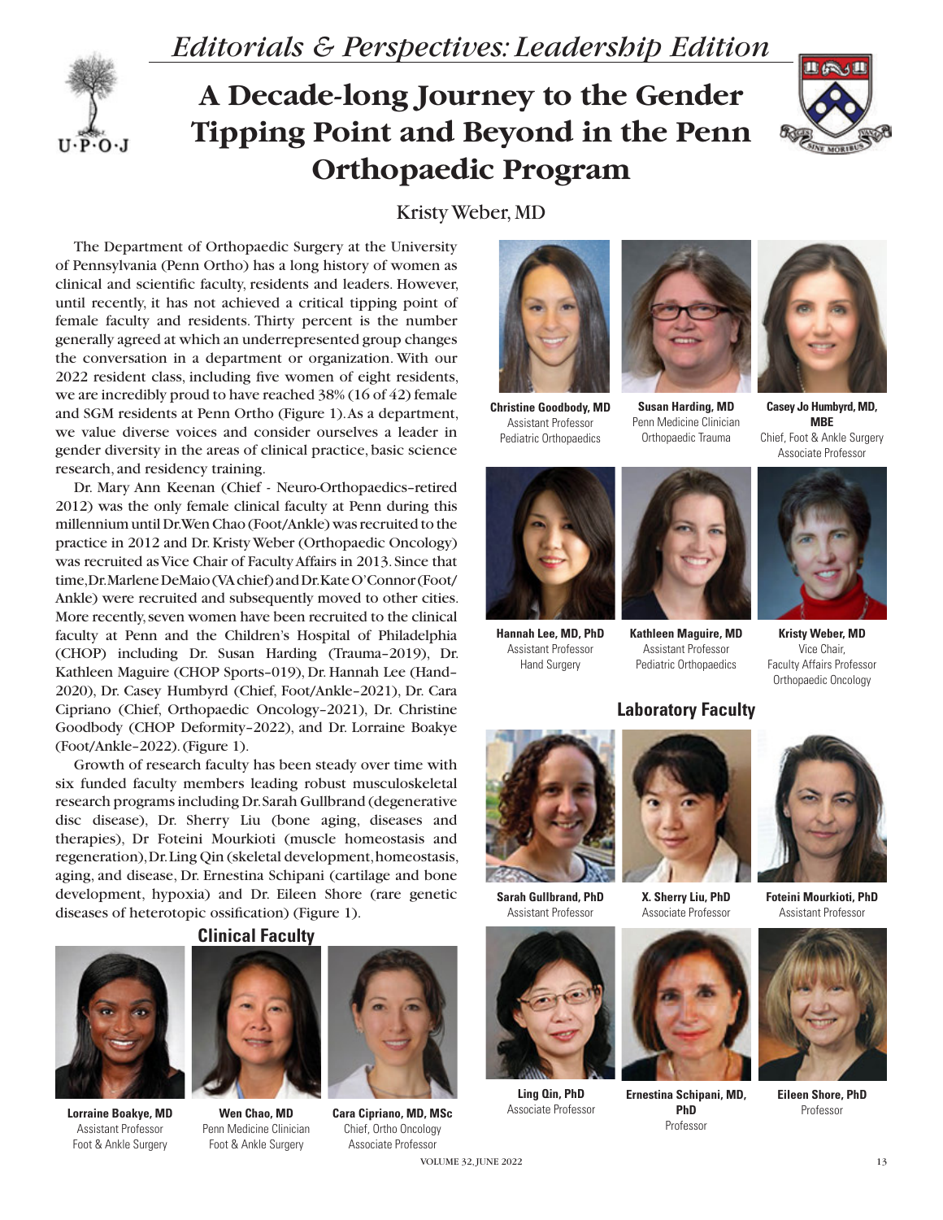*Editorials & Perspectives: Leadership Edition*

# A Decade-long Journey to the Gender Tipping Point and Beyond in the Penn Orthopaedic Program

Kristy Weber, MD

The Department of Orthopaedic Surgery at the University of Pennsylvania (Penn Ortho) has a long history of women as clinical and scientific faculty, residents and leaders. However, until recently, it has not achieved a critical tipping point of female faculty and residents. Thirty percent is the number generally agreed at which an underrepresented group changes the conversation in a department or organization. With our 2022 resident class, including five women of eight residents, we are incredibly proud to have reached 38% (16 of 42) female and SGM residents at Penn Ortho (Figure 1). As a department, we value diverse voices and consider ourselves a leader in gender diversity in the areas of clinical practice, basic science research, and residency training.

Dr. Mary Ann Keenan (Chief - Neuro-Orthopaedics–retired 2012) was the only female clinical faculty at Penn during this millennium until Dr. Wen Chao (Foot/Ankle) was recruited to the practice in 2012 and Dr. Kristy Weber (Orthopaedic Oncology) was recruited as Vice Chair of Faculty Affairs in 2013. Since that time, Dr. Marlene DeMaio (VA chief) and Dr. Kate O'Connor (Foot/Ankle) were recruited and subsequently moved to other cities. More recently, seven women have been recruited to the clinical faculty at Penn and the Children's Hospital of Philadelphia (CHOP) including Dr. Susan Harding (Trauma–2019), Dr. Kathleen Maguire (CHOP Sports–019), Dr. Hannah Lee (Hand–2020), Dr. Casey Humbyrd (Chief, Foot/Ankle–2021), Dr. Cara Cipriano (Chief, Orthopaedic Oncology–2021), Dr. Christine Goodbody (CHOP Deformity–2022), and Dr. Lorraine Boakye (Foot/Ankle–2022). (Figure 1).

Growth of research faculty has been steady over time with six funded faculty members leading robust musculoskeletal research programs including Dr. Sarah Gullbrand (degenerative disc disease), Dr. Sherry Liu (bone aging, diseases and therapies), Dr Foteini Mourkioti (muscle homeostasis and regeneration), Dr. Ling Qin (skeletal development, homeostasis, aging, and disease, Dr. Ernestina Schipani (cartilage and bone development, hypoxia) and Dr. Eileen Shore (rare genetic diseases of heterotopic ossification) (Figure 1).

## Clinical Faculty

**Lorraine Boakye, MD**
Assistant Professor
Foot & Ankle Surgery

**Wen Chao, MD**
Penn Medicine Clinician
Foot & Ankle Surgery

**Cara Cipriano, MD, MSc**
Chief, Ortho Oncology
Associate Professor

**Christine Goodbody, MD**
Assistant Professor
Pediatric Orthopaedics

**Susan Harding, MD**
Penn Medicine Clinician
Orthopaedic Trauma

**Casey Jo Humbyrd, MD, MBE**
Chief, Foot & Ankle Surgery
Associate Professor

**Hannah Lee, MD, PhD**
Assistant Professor
Hand Surgery

**Kathleen Maguire, MD**
Assistant Professor
Pediatric Orthopaedics

**Kristy Weber, MD**
Vice Chair,
Faculty Affairs Professor
Orthopaedic Oncology

## Laboratory Faculty

**Sarah Gullbrand, PhD**
Assistant Professor

**X. Sherry Liu, PhD**
Associate Professor

**Foteini Mourkioti, PhD**
Assistant Professor

**Ling Qin, PhD**
Associate Professor

**Ernestina Schipani, MD, PhD**
Professor

**Eileen Shore, PhD**
Professor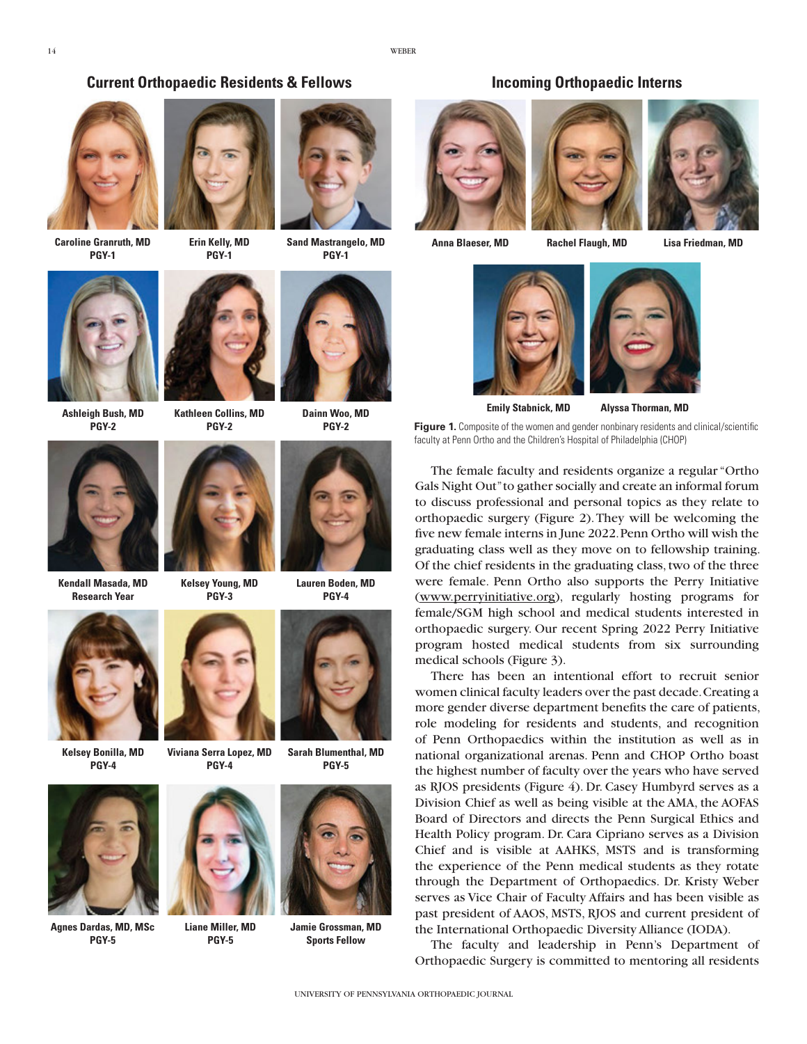## Current Orthopaedic Residents & Fellows

**Caroline Granruth, MD**
**PGY-1**

**Erin Kelly, MD**
**PGY-1**

**Sand Mastrangelo, MD**
**PGY-1**

**Ashleigh Bush, MD**
**PGY-2**

**Kathleen Collins, MD**
**PGY-2**

**Dainn Woo, MD**
**PGY-2**

**Kendall Masada, MD**
**Research Year**

**Kelsey Young, MD**
**PGY-3**

**Lauren Boden, MD**
**PGY-4**

**Kelsey Bonilla, MD**
**PGY-4**

**Viviana Serra Lopez, MD**
**PGY-4**

**Sarah Blumenthal, MD**
**PGY-5**

**Agnes Dardas, MD, MSc**
**PGY-5**

**Liane Miller, MD**
**PGY-5**

**Jamie Grossman, MD**
**Sports Fellow**

## Incoming Orthopaedic Interns

**Anna Blaeser, MD**

**Rachel Flaugh, MD**

**Lisa Friedman, MD**

**Emily Stabnick, MD**

**Alyssa Thorman, MD**

**Figure 1.** Composite of the women and gender nonbinary residents and clinical/scientific faculty at Penn Ortho and the Children's Hospital of Philadelphia (CHOP)

The female faculty and residents organize a regular "Ortho Gals Night Out" to gather socially and create an informal forum to discuss professional and personal topics as they relate to orthopaedic surgery (Figure 2). They will be welcoming the five new female interns in June 2022. Penn Ortho will wish the graduating class well as they move on to fellowship training. Of the chief residents in the graduating class, two of the three were female. Penn Ortho also supports the Perry Initiative (www.perryinitiative.org), regularly hosting programs for female/SGM high school and medical students interested in orthopaedic surgery. Our recent Spring 2022 Perry Initiative program hosted medical students from six surrounding medical schools (Figure 3).

There has been an intentional effort to recruit senior women clinical faculty leaders over the past decade. Creating a more gender diverse department benefits the care of patients, role modeling for residents and students, and recognition of Penn Orthopaedics within the institution as well as in national organizational arenas. Penn and CHOP Ortho boast the highest number of faculty over the years who have served as RJOS presidents (Figure 4). Dr. Casey Humbyrd serves as a Division Chief as well as being visible at the AMA, the AOFAS Board of Directors and directs the Penn Surgical Ethics and Health Policy program. Dr. Cara Cipriano serves as a Division Chief and is visible at AAHKS, MSTS and is transforming the experience of the Penn medical students as they rotate through the Department of Orthopaedics. Dr. Kristy Weber serves as Vice Chair of Faculty Affairs and has been visible as past president of AAOS, MSTS, RJOS and current president of the International Orthopaedic Diversity Alliance (IODA).

The faculty and leadership in Penn's Department of Orthopaedic Surgery is committed to mentoring all residents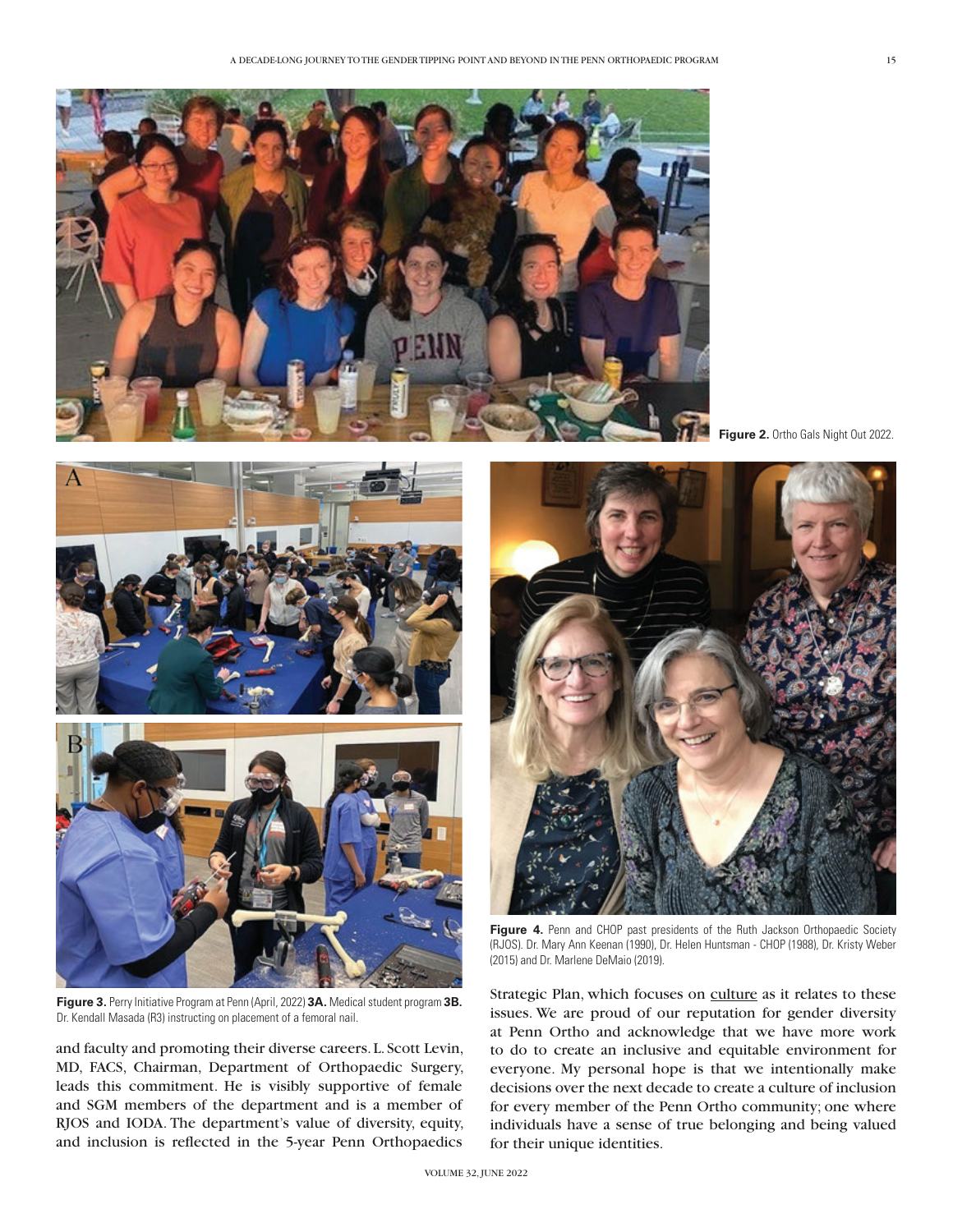Figure 2. Ortho Gals Night Out 2022.

Figure 3. Perry Initiative Program at Penn (April, 2022) **3A.** Medical student program **3B.** Dr. Kendall Masada (R3) instructing on placement of a femoral nail.

Figure 4. Penn and CHOP past presidents of the Ruth Jackson Orthopaedic Society (RJOS). Dr. Mary Ann Keenan (1990), Dr. Helen Huntsman - CHOP (1988), Dr. Kristy Weber (2015) and Dr. Marlene DeMaio (2019).

and faculty and promoting their diverse careers. L. Scott Levin, MD, FACS, Chairman, Department of Orthopaedic Surgery, leads this commitment. He is visibly supportive of female and SGM members of the department and is a member of RJOS and IODA. The department's value of diversity, equity, and inclusion is reflected in the 5-year Penn Orthopaedics Strategic Plan, which focuses on culture as it relates to these issues. We are proud of our reputation for gender diversity at Penn Ortho and acknowledge that we have more work to do to create an inclusive and equitable environment for everyone. My personal hope is that we intentionally make decisions over the next decade to create a culture of inclusion for every member of the Penn Ortho community; one where individuals have a sense of true belonging and being valued for their unique identities.